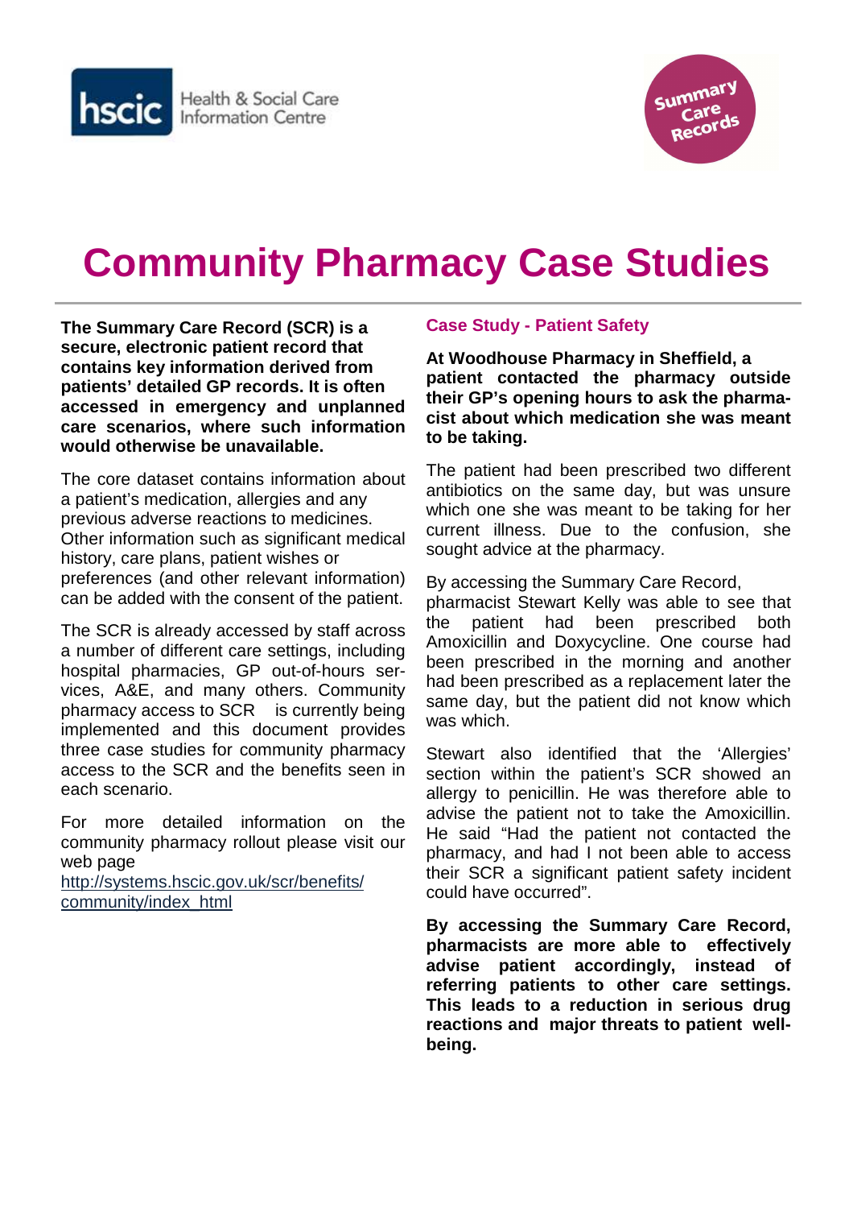hscic Health & Social Care Information Centre

Summary Care Records

# Community Pharmacy Case Studies

**The Summary Care Record (SCR) is a secure, electronic patient record that contains key information derived from patients' detailed GP records. It is often accessed in emergency and unplanned care scenarios, where such information would otherwise be unavailable.**

The core dataset contains information about a patient's medication, allergies and any previous adverse reactions to medicines. Other information such as significant medical history, care plans, patient wishes or preferences (and other relevant information) can be added with the consent of the patient.

The SCR is already accessed by staff across a number of different care settings, including hospital pharmacies, GP out-of-hours services, A&E, and many others. Community pharmacy access to SCR is currently being implemented and this document provides three case studies for community pharmacy access to the SCR and the benefits seen in each scenario.

For more detailed information on the community pharmacy rollout please visit our web page http://systems.hscic.gov.uk/scr/benefits/community/index_html

## Case Study - Patient Safety

**At Woodhouse Pharmacy in Sheffield, a patient contacted the pharmacy outside their GP's opening hours to ask the pharmacist about which medication she was meant to be taking.**

The patient had been prescribed two different antibiotics on the same day, but was unsure which one she was meant to be taking for her current illness. Due to the confusion, she sought advice at the pharmacy.

By accessing the Summary Care Record, pharmacist Stewart Kelly was able to see that the patient had been prescribed both Amoxicillin and Doxycycline. One course had been prescribed in the morning and another had been prescribed as a replacement later the same day, but the patient did not know which was which.

Stewart also identified that the 'Allergies' section within the patient's SCR showed an allergy to penicillin. He was therefore able to advise the patient not to take the Amoxicillin. He said "Had the patient not contacted the pharmacy, and had I not been able to access their SCR a significant patient safety incident could have occurred".

**By accessing the Summary Care Record, pharmacists are more able to effectively advise patient accordingly, instead of referring patients to other care settings. This leads to a reduction in serious drug reactions and major threats to patient well-being.**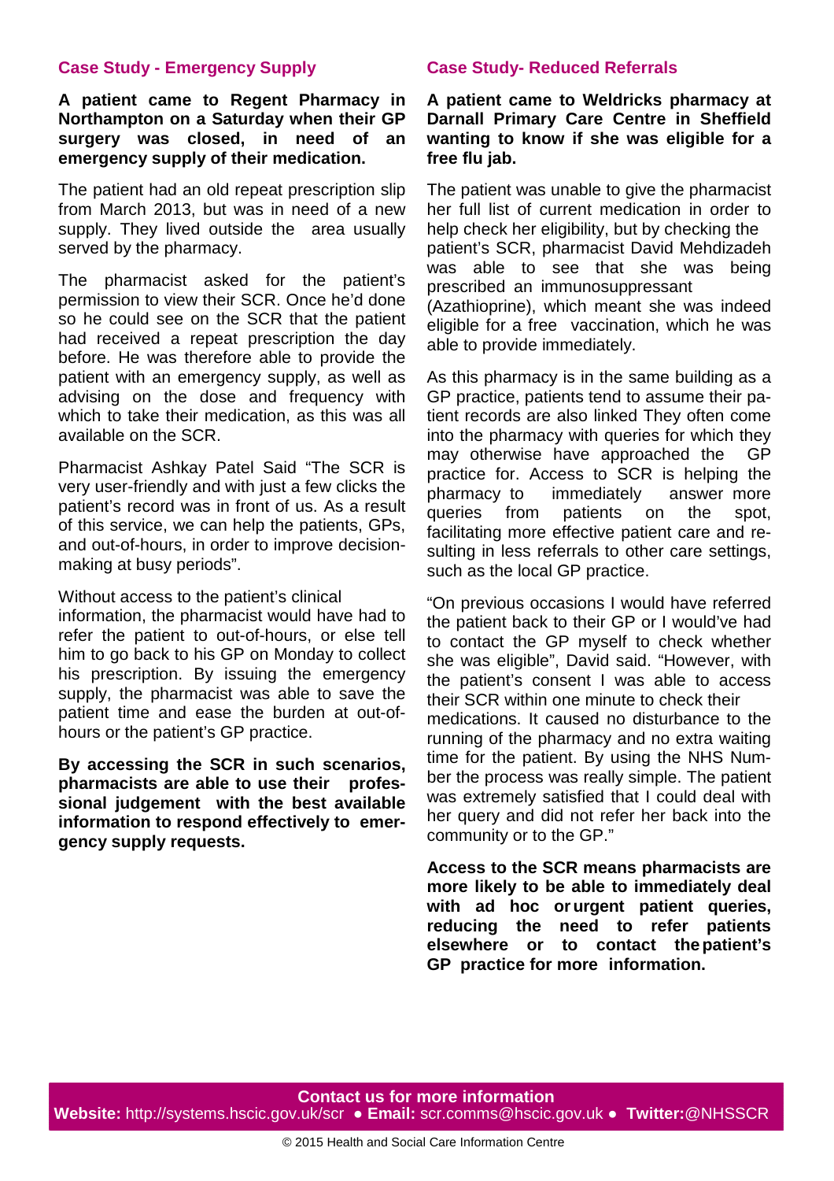## Case Study - Emergency Supply

**A patient came to Regent Pharmacy in Northampton on a Saturday when their GP surgery was closed, in need of an emergency supply of their medication.**

The patient had an old repeat prescription slip from March 2013, but was in need of a new supply. They lived outside the area usually served by the pharmacy.

The pharmacist asked for the patient's permission to view their SCR. Once he'd done so he could see on the SCR that the patient had received a repeat prescription the day before. He was therefore able to provide the patient with an emergency supply, as well as advising on the dose and frequency with which to take their medication, as this was all available on the SCR.

Pharmacist Ashkay Patel Said "The SCR is very user-friendly and with just a few clicks the patient's record was in front of us. As a result of this service, we can help the patients, GPs, and out-of-hours, in order to improve decision-making at busy periods".

Without access to the patient's clinical information, the pharmacist would have had to refer the patient to out-of-hours, or else tell him to go back to his GP on Monday to collect his prescription. By issuing the emergency supply, the pharmacist was able to save the patient time and ease the burden at out-of-hours or the patient's GP practice.

**By accessing the SCR in such scenarios, pharmacists are able to use their professional judgement with the best available information to respond effectively to emergency supply requests.**

## Case Study- Reduced Referrals

**A patient came to Weldricks pharmacy at Darnall Primary Care Centre in Sheffield wanting to know if she was eligible for a free flu jab.**

The patient was unable to give the pharmacist her full list of current medication in order to help check her eligibility, but by checking the patient's SCR, pharmacist David Mehdizadeh was able to see that she was being prescribed an immunosuppressant (Azathioprine), which meant she was indeed eligible for a free vaccination, which he was able to provide immediately.

As this pharmacy is in the same building as a GP practice, patients tend to assume their patient records are also linked They often come into the pharmacy with queries for which they may otherwise have approached the GP practice for. Access to SCR is helping the pharmacy to immediately answer more queries from patients on the spot, facilitating more effective patient care and resulting in less referrals to other care settings, such as the local GP practice.

"On previous occasions I would have referred the patient back to their GP or I would've had to contact the GP myself to check whether she was eligible", David said. "However, with the patient's consent I was able to access their SCR within one minute to check their medications. It caused no disturbance to the running of the pharmacy and no extra waiting time for the patient. By using the NHS Number the process was really simple. The patient was extremely satisfied that I could deal with her query and did not refer her back into the community or to the GP."

**Access to the SCR means pharmacists are more likely to be able to immediately deal with ad hoc or urgent patient queries, reducing the need to refer patients elsewhere or to contact the patient's GP practice for more information.**

**Contact us for more information**

**Website:** http://systems.hscic.gov.uk/scr ● **Email:** scr.comms@hscic.gov.uk ● **Twitter:** @NHSSCR

© 2015 Health and Social Care Information Centre